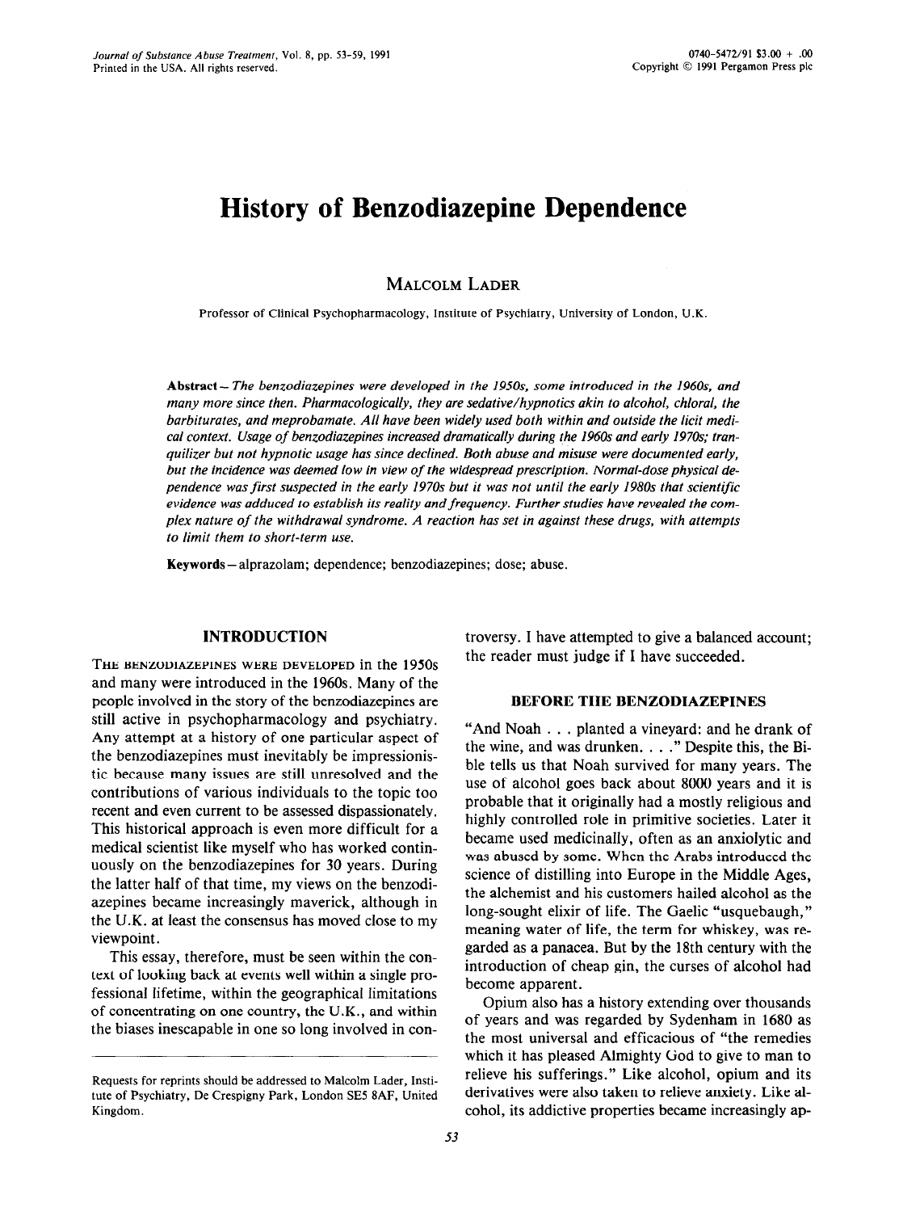# History of Benzodiazepine Dependence

MALCOLM LADER

Professor of Clinical Psychopharmacology, Institute of Psychiatry, University of London, U.K.

**Abstract**—*The benzodiazepines were developed in the 1950s, some introduced in the 1960s, and many more since then. Pharmacologically, they are sedative/hypnotics akin to alcohol, chloral, the barbiturates, and meprobamate. All have been widely used both within and outside the licit medical context. Usage of benzodiazepines increased dramatically during the 1960s and early 1970s; tranquilizer but not hypnotic usage has since declined. Both abuse and misuse were documented early, but the incidence was deemed low in view of the widespread prescription. Normal-dose physical dependence was first suspected in the early 1970s but it was not until the early 1980s that scientific evidence was adduced to establish its reality and frequency. Further studies have revealed the complex nature of the withdrawal syndrome. A reaction has set in against these drugs, with attempts to limit them to short-term use.*

**Keywords**—alprazolam; dependence; benzodiazepines; dose; abuse.

## INTRODUCTION

THE BENZODIAZEPINES WERE DEVELOPED in the 1950s and many were introduced in the 1960s. Many of the people involved in the story of the benzodiazepines are still active in psychopharmacology and psychiatry. Any attempt at a history of one particular aspect of the benzodiazepines must inevitably be impressionistic because many issues are still unresolved and the contributions of various individuals to the topic too recent and even current to be assessed dispassionately. This historical approach is even more difficult for a medical scientist like myself who has worked continuously on the benzodiazepines for 30 years. During the latter half of that time, my views on the benzodiazepines became increasingly maverick, although in the U.K. at least the consensus has moved close to my viewpoint.

This essay, therefore, must be seen within the context of looking back at events well within a single professional lifetime, within the geographical limitations of concentrating on one country, the U.K., and within the biases inescapable in one so long involved in controversy. I have attempted to give a balanced account; the reader must judge if I have succeeded.

## BEFORE THE BENZODIAZEPINES

"And Noah . . . planted a vineyard: and he drank of the wine, and was drunken. . . ." Despite this, the Bible tells us that Noah survived for many years. The use of alcohol goes back about 8000 years and it is probable that it originally had a mostly religious and highly controlled role in primitive societies. Later it became used medicinally, often as an anxiolytic and was abused by some. When the Arabs introduced the science of distilling into Europe in the Middle Ages, the alchemist and his customers hailed alcohol as the long-sought elixir of life. The Gaelic "usquebaugh," meaning water of life, the term for whiskey, was regarded as a panacea. But by the 18th century with the introduction of cheap gin, the curses of alcohol had become apparent.

Opium also has a history extending over thousands of years and was regarded by Sydenham in 1680 as the most universal and efficacious of "the remedies which it has pleased Almighty God to give to man to relieve his sufferings." Like alcohol, opium and its derivatives were also taken to relieve anxiety. Like alcohol, its addictive properties became increasingly ap-

---

Requests for reprints should be addressed to Malcolm Lader, Institute of Psychiatry, De Crespigny Park, London SE5 8AF, United Kingdom.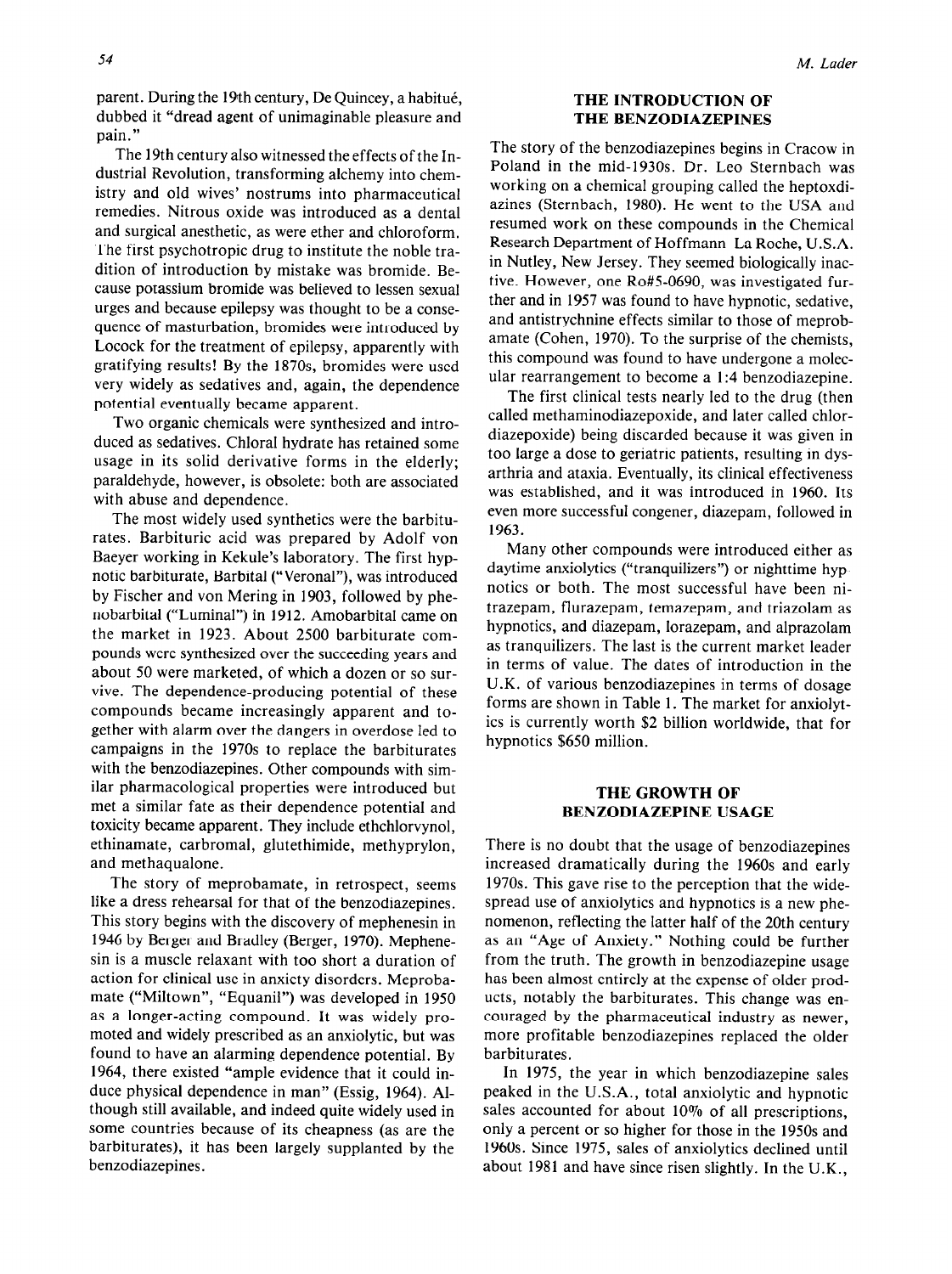parent. During the 19th century, De Quincey, a habitué, dubbed it "dread agent of unimaginable pleasure and pain."

The 19th century also witnessed the effects of the Industrial Revolution, transforming alchemy into chemistry and old wives' nostrums into pharmaceutical remedies. Nitrous oxide was introduced as a dental and surgical anesthetic, as were ether and chloroform. The first psychotropic drug to institute the noble tradition of introduction by mistake was bromide. Because potassium bromide was believed to lessen sexual urges and because epilepsy was thought to be a consequence of masturbation, bromides were introduced by Locock for the treatment of epilepsy, apparently with gratifying results! By the 1870s, bromides were used very widely as sedatives and, again, the dependence potential eventually became apparent.

Two organic chemicals were synthesized and introduced as sedatives. Chloral hydrate has retained some usage in its solid derivative forms in the elderly; paraldehyde, however, is obsolete: both are associated with abuse and dependence.

The most widely used synthetics were the barbiturates. Barbituric acid was prepared by Adolf von Baeyer working in Kekule's laboratory. The first hypnotic barbiturate, Barbital ("Veronal"), was introduced by Fischer and von Mering in 1903, followed by phenobarbital ("Luminal") in 1912. Amobarbital came on the market in 1923. About 2500 barbiturate compounds were synthesized over the succeeding years and about 50 were marketed, of which a dozen or so survive. The dependence-producing potential of these compounds became increasingly apparent and together with alarm over the dangers in overdose led to campaigns in the 1970s to replace the barbiturates with the benzodiazepines. Other compounds with similar pharmacological properties were introduced but met a similar fate as their dependence potential and toxicity became apparent. They include ethchlorvynol, ethinamate, carbromal, glutethimide, methyprylon, and methaqualone.

The story of meprobamate, in retrospect, seems like a dress rehearsal for that of the benzodiazepines. This story begins with the discovery of mephenesin in 1946 by Berger and Bradley (Berger, 1970). Mephenesin is a muscle relaxant with too short a duration of action for clinical use in anxiety disorders. Meprobamate ("Miltown", "Equanil") was developed in 1950 as a longer-acting compound. It was widely promoted and widely prescribed as an anxiolytic, but was found to have an alarming dependence potential. By 1964, there existed "ample evidence that it could induce physical dependence in man" (Essig, 1964). Although still available, and indeed quite widely used in some countries because of its cheapness (as are the barbiturates), it has been largely supplanted by the benzodiazepines.

## THE INTRODUCTION OF THE BENZODIAZEPINES

The story of the benzodiazepines begins in Cracow in Poland in the mid-1930s. Dr. Leo Sternbach was working on a chemical grouping called the heptoxdiazines (Sternbach, 1980). He went to the USA and resumed work on these compounds in the Chemical Research Department of Hoffmann La Roche, U.S.A. in Nutley, New Jersey. They seemed biologically inactive. However, one Ro#5-0690, was investigated further and in 1957 was found to have hypnotic, sedative, and antistrychnine effects similar to those of meprobamate (Cohen, 1970). To the surprise of the chemists, this compound was found to have undergone a molecular rearrangement to become a 1:4 benzodiazepine.

The first clinical tests nearly led to the drug (then called methaminodiazepoxide, and later called chlordiazepoxide) being discarded because it was given in too large a dose to geriatric patients, resulting in dysarthria and ataxia. Eventually, its clinical effectiveness was established, and it was introduced in 1960. Its even more successful congener, diazepam, followed in 1963.

Many other compounds were introduced either as daytime anxiolytics ("tranquilizers") or nighttime hypnotics or both. The most successful have been nitrazepam, flurazepam, temazepam, and triazolam as hypnotics, and diazepam, lorazepam, and alprazolam as tranquilizers. The last is the current market leader in terms of value. The dates of introduction in the U.K. of various benzodiazepines in terms of dosage forms are shown in Table 1. The market for anxiolytics is currently worth \$2 billion worldwide, that for hypnotics \$650 million.

## THE GROWTH OF BENZODIAZEPINE USAGE

There is no doubt that the usage of benzodiazepines increased dramatically during the 1960s and early 1970s. This gave rise to the perception that the widespread use of anxiolytics and hypnotics is a new phenomenon, reflecting the latter half of the 20th century as an "Age of Anxiety." Nothing could be further from the truth. The growth in benzodiazepine usage has been almost entirely at the expense of older products, notably the barbiturates. This change was encouraged by the pharmaceutical industry as newer, more profitable benzodiazepines replaced the older barbiturates.

In 1975, the year in which benzodiazepine sales peaked in the U.S.A., total anxiolytic and hypnotic sales accounted for about 10% of all prescriptions, only a percent or so higher for those in the 1950s and 1960s. Since 1975, sales of anxiolytics declined until about 1981 and have since risen slightly. In the U.K.,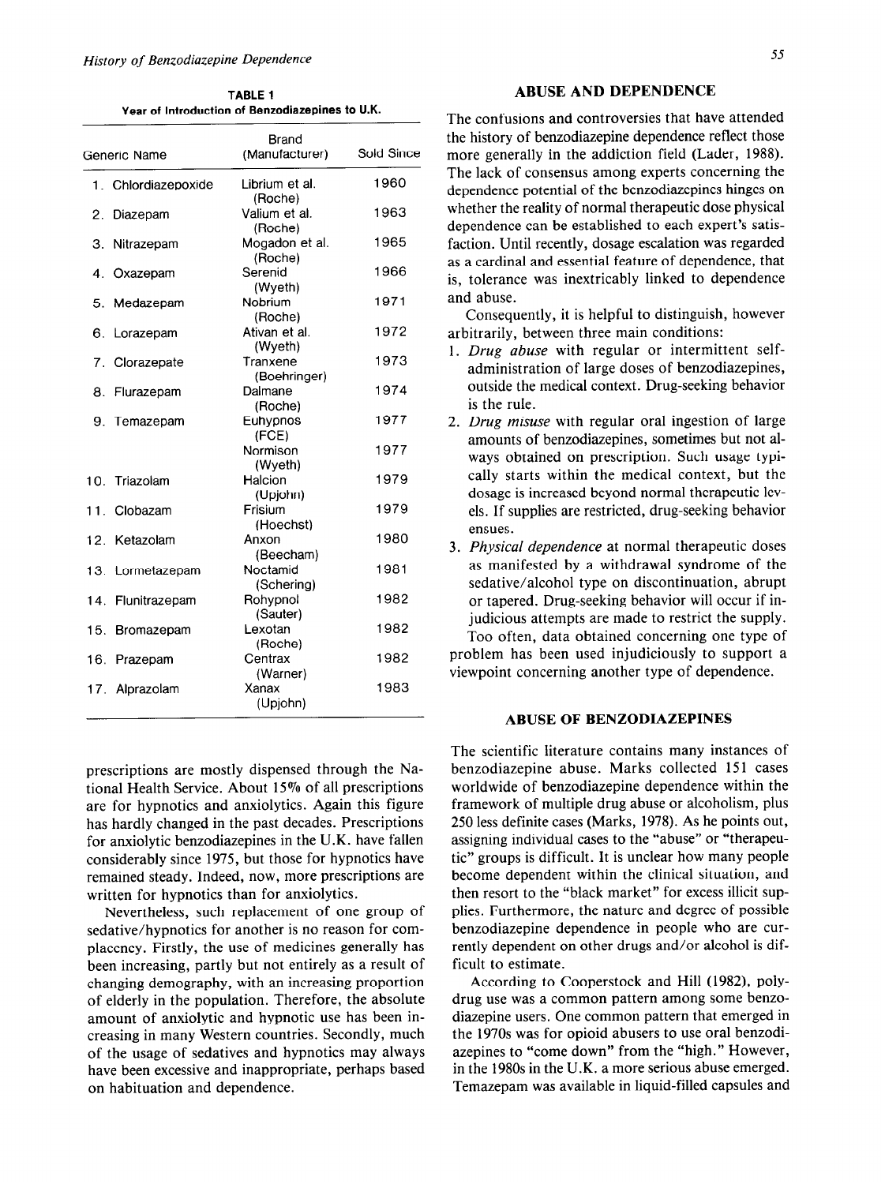**TABLE 1**
**Year of Introduction of Benzodiazepines to U.K.**

| Generic Name | Brand (Manufacturer) | Sold Since |
|---|---|---|
| 1. Chlordiazepoxide | Librium et al. (Roche) | 1960 |
| 2. Diazepam | Valium et al. (Roche) | 1963 |
| 3. Nitrazepam | Mogadon et al. (Roche) | 1965 |
| 4. Oxazepam | Serenid (Wyeth) | 1966 |
| 5. Medazepam | Nobrium (Roche) | 1971 |
| 6. Lorazepam | Ativan et al. (Wyeth) | 1972 |
| 7. Clorazepate | Tranxene (Boehringer) | 1973 |
| 8. Flurazepam | Dalmane (Roche) | 1974 |
| 9. Temazepam | Euhypnos (FCE) | 1977 |
| | Normison (Wyeth) | 1977 |
| 10. Triazolam | Halcion (Upjohn) | 1979 |
| 11. Clobazam | Frisium (Hoechst) | 1979 |
| 12. Ketazolam | Anxon (Beecham) | 1980 |
| 13. Lormetazepam | Noctamid (Schering) | 1981 |
| 14. Flunitrazepam | Rohypnol (Sauter) | 1982 |
| 15. Bromazepam | Lexotan (Roche) | 1982 |
| 16. Prazepam | Centrax (Warner) | 1982 |
| 17. Alprazolam | Xanax (Upjohn) | 1983 |

prescriptions are mostly dispensed through the National Health Service. About 15% of all prescriptions are for hypnotics and anxiolytics. Again this figure has hardly changed in the past decades. Prescriptions for anxiolytic benzodiazepines in the U.K. have fallen considerably since 1975, but those for hypnotics have remained steady. Indeed, now, more prescriptions are written for hypnotics than for anxiolytics.

Nevertheless, such replacement of one group of sedative/hypnotics for another is no reason for complacency. Firstly, the use of medicines generally has been increasing, partly but not entirely as a result of changing demography, with an increasing proportion of elderly in the population. Therefore, the absolute amount of anxiolytic and hypnotic use has been increasing in many Western countries. Secondly, much of the usage of sedatives and hypnotics may always have been excessive and inappropriate, perhaps based on habituation and dependence.

## ABUSE AND DEPENDENCE

The confusions and controversies that have attended the history of benzodiazepine dependence reflect those more generally in the addiction field (Lader, 1988). The lack of consensus among experts concerning the dependence potential of the benzodiazepines hinges on whether the reality of normal therapeutic dose physical dependence can be established to each expert's satisfaction. Until recently, dosage escalation was regarded as a cardinal and essential feature of dependence, that is, tolerance was inextricably linked to dependence and abuse.

Consequently, it is helpful to distinguish, however arbitrarily, between three main conditions:

1. *Drug abuse* with regular or intermittent self-administration of large doses of benzodiazepines, outside the medical context. Drug-seeking behavior is the rule.
2. *Drug misuse* with regular oral ingestion of large amounts of benzodiazepines, sometimes but not always obtained on prescription. Such usage typically starts within the medical context, but the dosage is increased beyond normal therapeutic levels. If supplies are restricted, drug-seeking behavior ensues.
3. *Physical dependence* at normal therapeutic doses as manifested by a withdrawal syndrome of the sedative/alcohol type on discontinuation, abrupt or tapered. Drug-seeking behavior will occur if injudicious attempts are made to restrict the supply.

Too often, data obtained concerning one type of problem has been used injudiciously to support a viewpoint concerning another type of dependence.

### ABUSE OF BENZODIAZEPINES

The scientific literature contains many instances of benzodiazepine abuse. Marks collected 151 cases worldwide of benzodiazepine dependence within the framework of multiple drug abuse or alcoholism, plus 250 less definite cases (Marks, 1978). As he points out, assigning individual cases to the "abuse" or "therapeutic" groups is difficult. It is unclear how many people become dependent within the clinical situation, and then resort to the "black market" for excess illicit supplies. Furthermore, the nature and degree of possible benzodiazepine dependence in people who are currently dependent on other drugs and/or alcohol is difficult to estimate.

According to Cooperstock and Hill (1982), polydrug use was a common pattern among some benzodiazepine users. One common pattern that emerged in the 1970s was for opioid abusers to use oral benzodiazepines to "come down" from the "high." However, in the 1980s in the U.K. a more serious abuse emerged. Temazepam was available in liquid-filled capsules and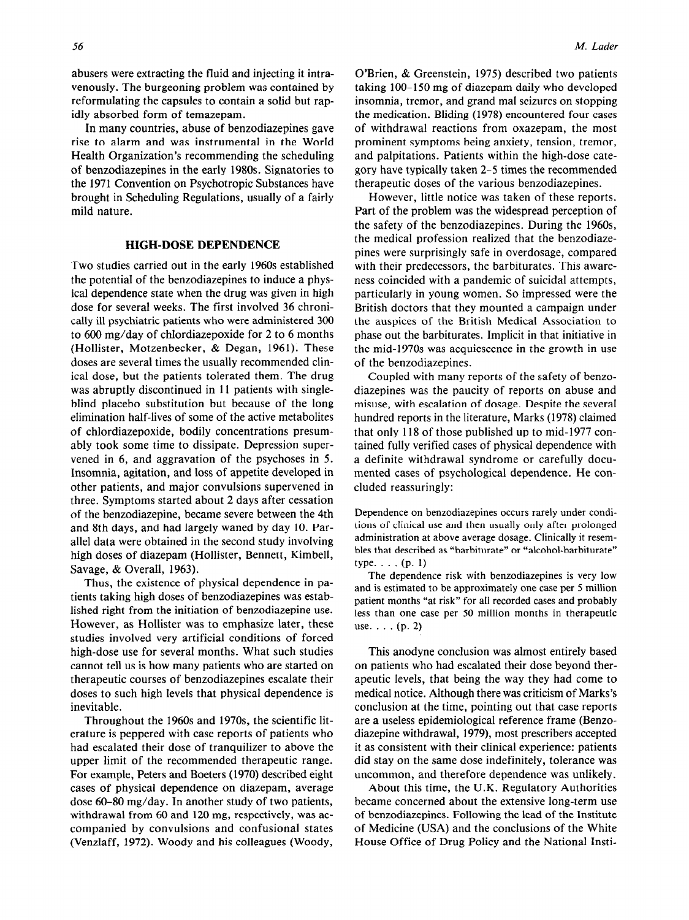abusers were extracting the fluid and injecting it intravenously. The burgeoning problem was contained by reformulating the capsules to contain a solid but rapidly absorbed form of temazepam.

In many countries, abuse of benzodiazepines gave rise to alarm and was instrumental in the World Health Organization's recommending the scheduling of benzodiazepines in the early 1980s. Signatories to the 1971 Convention on Psychotropic Substances have brought in Scheduling Regulations, usually of a fairly mild nature.

## HIGH-DOSE DEPENDENCE

Two studies carried out in the early 1960s established the potential of the benzodiazepines to induce a physical dependence state when the drug was given in high dose for several weeks. The first involved 36 chronically ill psychiatric patients who were administered 300 to 600 mg/day of chlordiazepoxide for 2 to 6 months (Hollister, Motzenbecker, & Degan, 1961). These doses are several times the usually recommended clinical dose, but the patients tolerated them. The drug was abruptly discontinued in 11 patients with single-blind placebo substitution but because of the long elimination half-lives of some of the active metabolites of chlordiazepoxide, bodily concentrations presumably took some time to dissipate. Depression supervened in 6, and aggravation of the psychoses in 5. Insomnia, agitation, and loss of appetite developed in other patients, and major convulsions supervened in three. Symptoms started about 2 days after cessation of the benzodiazepine, became severe between the 4th and 8th days, and had largely waned by day 10. Parallel data were obtained in the second study involving high doses of diazepam (Hollister, Bennett, Kimbell, Savage, & Overall, 1963).

Thus, the existence of physical dependence in patients taking high doses of benzodiazepines was established right from the initiation of benzodiazepine use. However, as Hollister was to emphasize later, these studies involved very artificial conditions of forced high-dose use for several months. What such studies cannot tell us is how many patients who are started on therapeutic courses of benzodiazepines escalate their doses to such high levels that physical dependence is inevitable.

Throughout the 1960s and 1970s, the scientific literature is peppered with case reports of patients who had escalated their dose of tranquilizer to above the upper limit of the recommended therapeutic range. For example, Peters and Boeters (1970) described eight cases of physical dependence on diazepam, average dose 60–80 mg/day. In another study of two patients, withdrawal from 60 and 120 mg, respectively, was accompanied by convulsions and confusional states (Venzlaff, 1972). Woody and his colleagues (Woody, O'Brien, & Greenstein, 1975) described two patients taking 100–150 mg of diazepam daily who developed insomnia, tremor, and grand mal seizures on stopping the medication. Bliding (1978) encountered four cases of withdrawal reactions from oxazepam, the most prominent symptoms being anxiety, tension, tremor, and palpitations. Patients within the high-dose category have typically taken 2–5 times the recommended therapeutic doses of the various benzodiazepines.

However, little notice was taken of these reports. Part of the problem was the widespread perception of the safety of the benzodiazepines. During the 1960s, the medical profession realized that the benzodiazepines were surprisingly safe in overdosage, compared with their predecessors, the barbiturates. This awareness coincided with a pandemic of suicidal attempts, particularly in young women. So impressed were the British doctors that they mounted a campaign under the auspices of the British Medical Association to phase out the barbiturates. Implicit in that initiative in the mid-1970s was acquiescence in the growth in use of the benzodiazepines.

Coupled with many reports of the safety of benzodiazepines was the paucity of reports on abuse and misuse, with escalation of dosage. Despite the several hundred reports in the literature, Marks (1978) claimed that only 118 of those published up to mid-1977 contained fully verified cases of physical dependence with a definite withdrawal syndrome or carefully documented cases of psychological dependence. He concluded reassuringly:

> Dependence on benzodiazepines occurs rarely under conditions of clinical use and then usually only after prolonged administration at above average dosage. Clinically it resembles that described as "barbiturate" or "alcohol-barbiturate" type. . . . (p. 1)
>
> The dependence risk with benzodiazepines is very low and is estimated to be approximately one case per 5 million patient months "at risk" for all recorded cases and probably less than one case per 50 million months in therapeutic use. . . . (p. 2)

This anodyne conclusion was almost entirely based on patients who had escalated their dose beyond therapeutic levels, that being the way they had come to medical notice. Although there was criticism of Marks's conclusion at the time, pointing out that case reports are a useless epidemiological reference frame (Benzodiazepine withdrawal, 1979), most prescribers accepted it as consistent with their clinical experience: patients did stay on the same dose indefinitely, tolerance was uncommon, and therefore dependence was unlikely.

About this time, the U.K. Regulatory Authorities became concerned about the extensive long-term use of benzodiazepines. Following the lead of the Institute of Medicine (USA) and the conclusions of the White House Office of Drug Policy and the National Insti-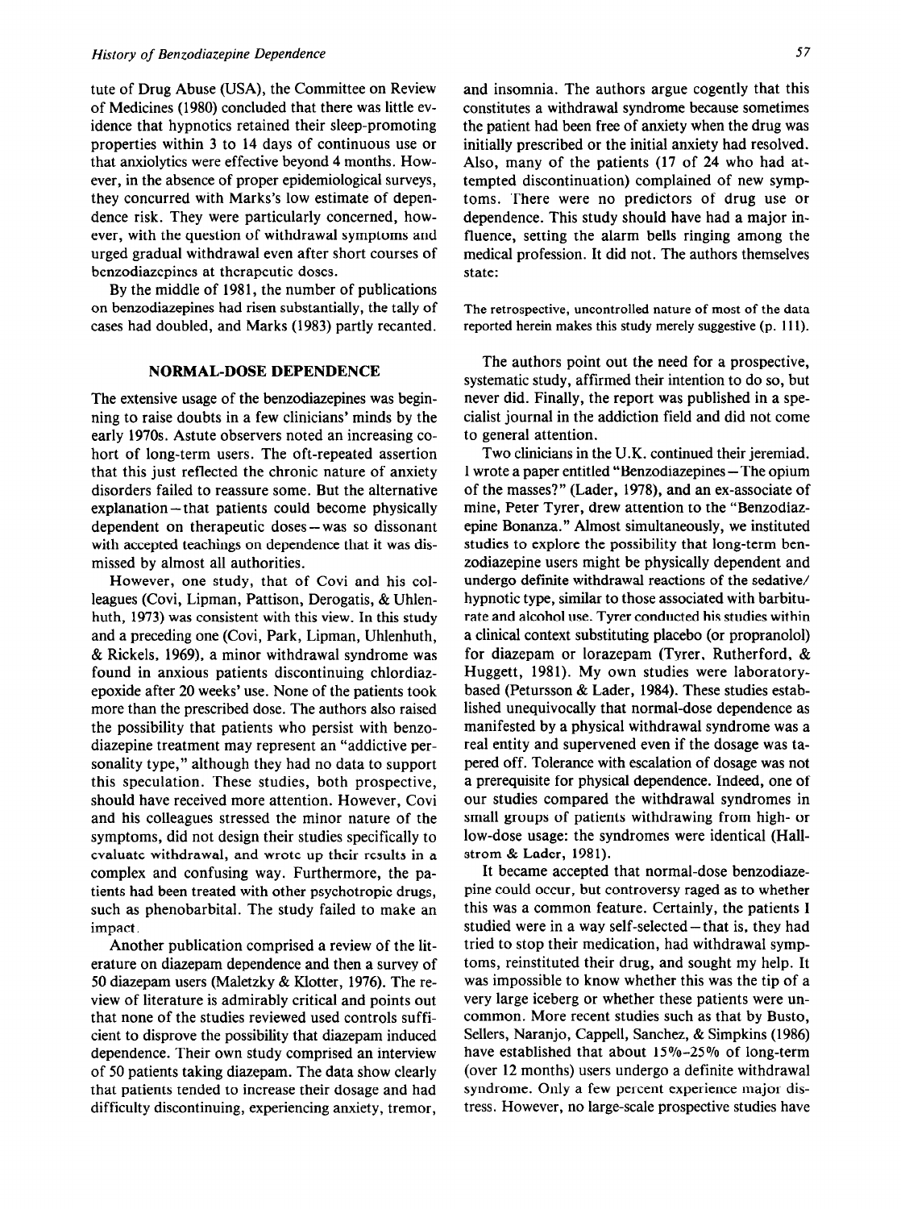tute of Drug Abuse (USA), the Committee on Review of Medicines (1980) concluded that there was little evidence that hypnotics retained their sleep-promoting properties within 3 to 14 days of continuous use or that anxiolytics were effective beyond 4 months. However, in the absence of proper epidemiological surveys, they concurred with Marks's low estimate of dependence risk. They were particularly concerned, however, with the question of withdrawal symptoms and urged gradual withdrawal even after short courses of benzodiazepines at therapeutic doses.

By the middle of 1981, the number of publications on benzodiazepines had risen substantially, the tally of cases had doubled, and Marks (1983) partly recanted.

## NORMAL-DOSE DEPENDENCE

The extensive usage of the benzodiazepines was beginning to raise doubts in a few clinicians' minds by the early 1970s. Astute observers noted an increasing cohort of long-term users. The oft-repeated assertion that this just reflected the chronic nature of anxiety disorders failed to reassure some. But the alternative explanation—that patients could become physically dependent on therapeutic doses—was so dissonant with accepted teachings on dependence that it was dismissed by almost all authorities.

However, one study, that of Covi and his colleagues (Covi, Lipman, Pattison, Derogatis, & Uhlenhuth, 1973) was consistent with this view. In this study and a preceding one (Covi, Park, Lipman, Uhlenhuth, & Rickels, 1969), a minor withdrawal syndrome was found in anxious patients discontinuing chlordiazepoxide after 20 weeks' use. None of the patients took more than the prescribed dose. The authors also raised the possibility that patients who persist with benzodiazepine treatment may represent an "addictive personality type," although they had no data to support this speculation. These studies, both prospective, should have received more attention. However, Covi and his colleagues stressed the minor nature of the symptoms, did not design their studies specifically to evaluate withdrawal, and wrote up their results in a complex and confusing way. Furthermore, the patients had been treated with other psychotropic drugs, such as phenobarbital. The study failed to make an impact.

Another publication comprised a review of the literature on diazepam dependence and then a survey of 50 diazepam users (Maletzky & Klotter, 1976). The review of literature is admirably critical and points out that none of the studies reviewed used controls sufficient to disprove the possibility that diazepam induced dependence. Their own study comprised an interview of 50 patients taking diazepam. The data show clearly that patients tended to increase their dosage and had difficulty discontinuing, experiencing anxiety, tremor, and insomnia. The authors argue cogently that this constitutes a withdrawal syndrome because sometimes the patient had been free of anxiety when the drug was initially prescribed or the initial anxiety had resolved. Also, many of the patients (17 of 24 who had attempted discontinuation) complained of new symptoms. There were no predictors of drug use or dependence. This study should have had a major influence, setting the alarm bells ringing among the medical profession. It did not. The authors themselves state:

> The retrospective, uncontrolled nature of most of the data reported herein makes this study merely suggestive (p. 111).

The authors point out the need for a prospective, systematic study, affirmed their intention to do so, but never did. Finally, the report was published in a specialist journal in the addiction field and did not come to general attention.

Two clinicians in the U.K. continued their jeremiad. I wrote a paper entitled "Benzodiazepines—The opium of the masses?" (Lader, 1978), and an ex-associate of mine, Peter Tyrer, drew attention to the "Benzodiazepine Bonanza." Almost simultaneously, we instituted studies to explore the possibility that long-term benzodiazepine users might be physically dependent and undergo definite withdrawal reactions of the sedative/hypnotic type, similar to those associated with barbiturate and alcohol use. Tyrer conducted his studies within a clinical context substituting placebo (or propranolol) for diazepam or lorazepam (Tyrer, Rutherford, & Huggett, 1981). My own studies were laboratory-based (Petursson & Lader, 1984). These studies established unequivocally that normal-dose dependence as manifested by a physical withdrawal syndrome was a real entity and supervened even if the dosage was tapered off. Tolerance with escalation of dosage was not a prerequisite for physical dependence. Indeed, one of our studies compared the withdrawal syndromes in small groups of patients withdrawing from high- or low-dose usage: the syndromes were identical (Hallstrom & Lader, 1981).

It became accepted that normal-dose benzodiazepine could occur, but controversy raged as to whether this was a common feature. Certainly, the patients I studied were in a way self-selected—that is, they had tried to stop their medication, had withdrawal symptoms, reinstituted their drug, and sought my help. It was impossible to know whether this was the tip of a very large iceberg or whether these patients were uncommon. More recent studies such as that by Busto, Sellers, Naranjo, Cappell, Sanchez, & Simpkins (1986) have established that about 15%–25% of long-term (over 12 months) users undergo a definite withdrawal syndrome. Only a few percent experience major distress. However, no large-scale prospective studies have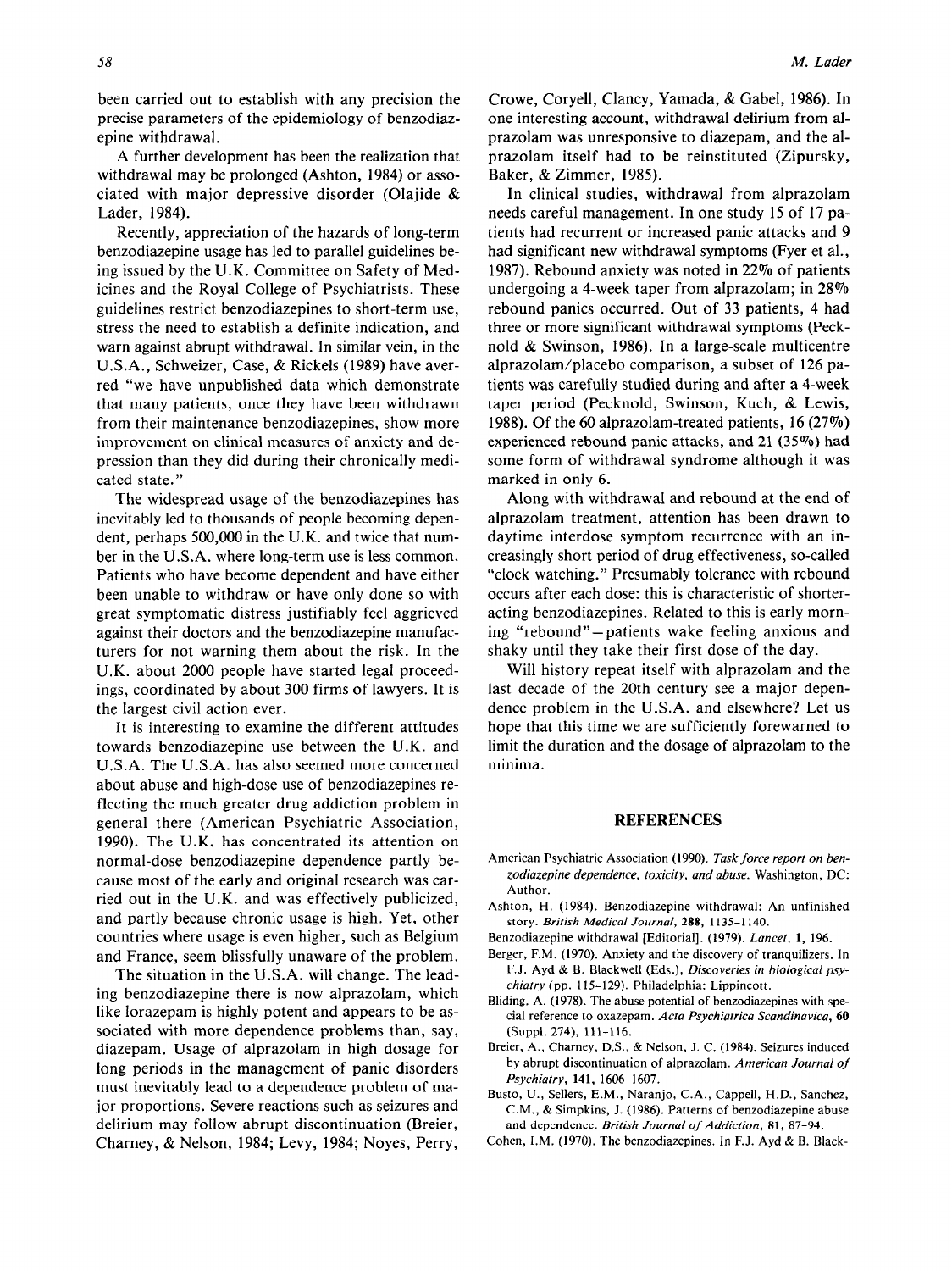been carried out to establish with any precision the precise parameters of the epidemiology of benzodiazepine withdrawal.

A further development has been the realization that withdrawal may be prolonged (Ashton, 1984) or associated with major depressive disorder (Olajide & Lader, 1984).

Recently, appreciation of the hazards of long-term benzodiazepine usage has led to parallel guidelines being issued by the U.K. Committee on Safety of Medicines and the Royal College of Psychiatrists. These guidelines restrict benzodiazepines to short-term use, stress the need to establish a definite indication, and warn against abrupt withdrawal. In similar vein, in the U.S.A., Schweizer, Case, & Rickels (1989) have averred "we have unpublished data which demonstrate that many patients, once they have been withdrawn from their maintenance benzodiazepines, show more improvement on clinical measures of anxiety and depression than they did during their chronically medicated state."

The widespread usage of the benzodiazepines has inevitably led to thousands of people becoming dependent, perhaps 500,000 in the U.K. and twice that number in the U.S.A. where long-term use is less common. Patients who have become dependent and have either been unable to withdraw or have only done so with great symptomatic distress justifiably feel aggrieved against their doctors and the benzodiazepine manufacturers for not warning them about the risk. In the U.K. about 2000 people have started legal proceedings, coordinated by about 300 firms of lawyers. It is the largest civil action ever.

It is interesting to examine the different attitudes towards benzodiazepine use between the U.K. and U.S.A. The U.S.A. has also seemed more concerned about abuse and high-dose use of benzodiazepines reflecting the much greater drug addiction problem in general there (American Psychiatric Association, 1990). The U.K. has concentrated its attention on normal-dose benzodiazepine dependence partly because most of the early and original research was carried out in the U.K. and was effectively publicized, and partly because chronic usage is high. Yet, other countries where usage is even higher, such as Belgium and France, seem blissfully unaware of the problem.

The situation in the U.S.A. will change. The leading benzodiazepine there is now alprazolam, which like lorazepam is highly potent and appears to be associated with more dependence problems than, say, diazepam. Usage of alprazolam in high dosage for long periods in the management of panic disorders must inevitably lead to a dependence problem of major proportions. Severe reactions such as seizures and delirium may follow abrupt discontinuation (Breier, Charney, & Nelson, 1984; Levy, 1984; Noyes, Perry, Crowe, Coryell, Clancy, Yamada, & Gabel, 1986). In one interesting account, withdrawal delirium from alprazolam was unresponsive to diazepam, and the alprazolam itself had to be reinstituted (Zipursky, Baker, & Zimmer, 1985).

In clinical studies, withdrawal from alprazolam needs careful management. In one study 15 of 17 patients had recurrent or increased panic attacks and 9 had significant new withdrawal symptoms (Fyer et al., 1987). Rebound anxiety was noted in 22% of patients undergoing a 4-week taper from alprazolam; in 28% rebound panics occurred. Out of 33 patients, 4 had three or more significant withdrawal symptoms (Pecknold & Swinson, 1986). In a large-scale multicentre alprazolam/placebo comparison, a subset of 126 patients was carefully studied during and after a 4-week taper period (Pecknold, Swinson, Kuch, & Lewis, 1988). Of the 60 alprazolam-treated patients, 16 (27%) experienced rebound panic attacks, and 21 (35%) had some form of withdrawal syndrome although it was marked in only 6.

Along with withdrawal and rebound at the end of alprazolam treatment, attention has been drawn to daytime interdose symptom recurrence with an increasingly short period of drug effectiveness, so-called "clock watching." Presumably tolerance with rebound occurs after each dose: this is characteristic of shorter-acting benzodiazepines. Related to this is early morning "rebound"—patients wake feeling anxious and shaky until they take their first dose of the day.

Will history repeat itself with alprazolam and the last decade of the 20th century see a major dependence problem in the U.S.A. and elsewhere? Let us hope that this time we are sufficiently forewarned to limit the duration and the dosage of alprazolam to the minima.

## REFERENCES

American Psychiatric Association (1990). *Task force report on benzodiazepine dependence, toxicity, and abuse.* Washington, DC: Author.

Ashton, H. (1984). Benzodiazepine withdrawal: An unfinished story. *British Medical Journal*, **288**, 1135–1140.

Benzodiazepine withdrawal [Editorial]. (1979). *Lancet*, **1**, 196.

Berger, F.M. (1970). Anxiety and the discovery of tranquilizers. In F.J. Ayd & B. Blackwell (Eds.), *Discoveries in biological psychiatry* (pp. 115–129). Philadelphia: Lippincott.

Bliding, A. (1978). The abuse potential of benzodiazepines with special reference to oxazepam. *Acta Psychiatrica Scandinavica*, **60** (Suppl. 274), 111–116.

Breier, A., Charney, D.S., & Nelson, J. C. (1984). Seizures induced by abrupt discontinuation of alprazolam. *American Journal of Psychiatry*, **141**, 1606–1607.

Busto, U., Sellers, E.M., Naranjo, C.A., Cappell, H.D., Sanchez, C.M., & Simpkins, J. (1986). Patterns of benzodiazepine abuse and dependence. *British Journal of Addiction*, **81**, 87–94.

Cohen, I.M. (1970). The benzodiazepines. In F.J. Ayd & B. Black-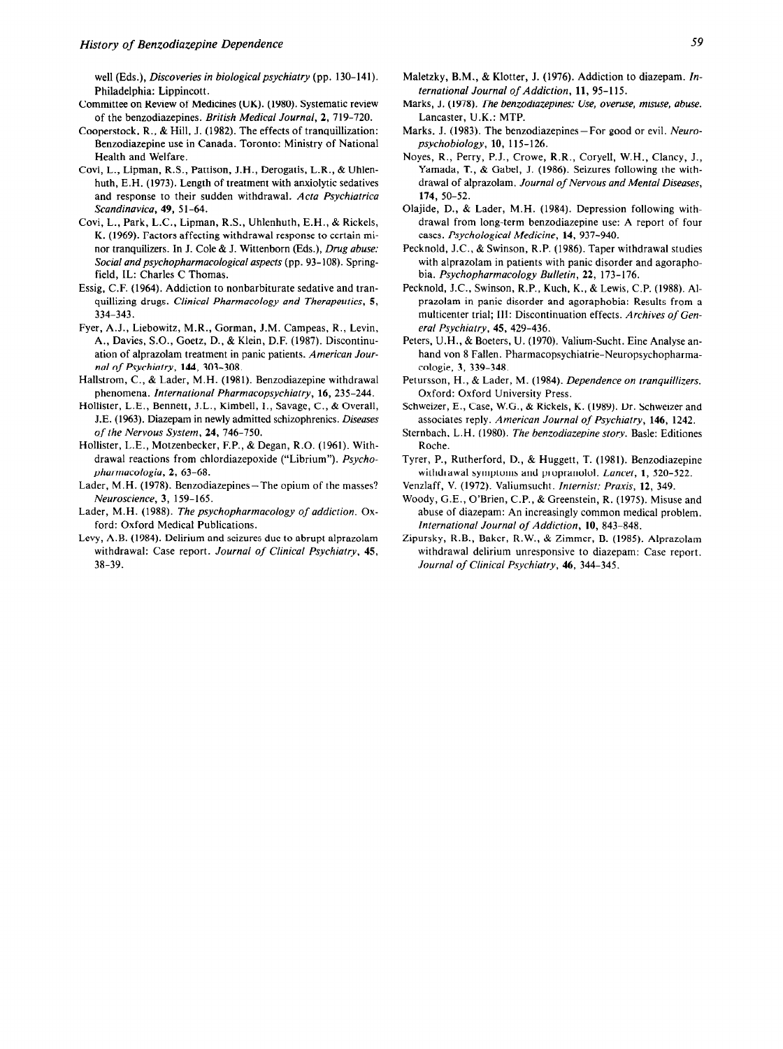well (Eds.), *Discoveries in biological psychiatry* (pp. 130–141). Philadelphia: Lippincott.

Committee on Review of Medicines (UK). (1980). Systematic review of the benzodiazepines. *British Medical Journal*, **2**, 719–720.

Cooperstock, R., & Hill, J. (1982). The effects of tranquillization: Benzodiazepine use in Canada. Toronto: Ministry of National Health and Welfare.

Covi, L., Lipman, R.S., Pattison, J.H., Derogatis, L.R., & Uhlenhuth, E.H. (1973). Length of treatment with anxiolytic sedatives and response to their sudden withdrawal. *Acta Psychiatrica Scandinavica*, **49**, 51–64.

Covi, L., Park, L.C., Lipman, R.S., Uhlenhuth, E.H., & Rickels, K. (1969). Factors affecting withdrawal response to certain minor tranquilizers. In J. Cole & J. Wittenborn (Eds.), *Drug abuse: Social and psychopharmacological aspects* (pp. 93–108). Springfield, IL: Charles C Thomas.

Essig, C.F. (1964). Addiction to nonbarbiturate sedative and tranquillizing drugs. *Clinical Pharmacology and Therapeutics*, **5**, 334–343.

Fyer, A.J., Liebowitz, M.R., Gorman, J.M. Campeas, R., Levin, A., Davies, S.O., Goetz, D., & Klein, D.F. (1987). Discontinuation of alprazolam treatment in panic patients. *American Journal of Psychiatry*, **144**, 303–308.

Hallstrom, C., & Lader, M.H. (1981). Benzodiazepine withdrawal phenomena. *International Pharmacopsychiatry*, **16**, 235–244.

Hollister, L.E., Bennett, J.L., Kimbell, I., Savage, C., & Overall, J.E. (1963). Diazepam in newly admitted schizophrenics. *Diseases of the Nervous System*, **24**, 746–750.

Hollister, L.E., Motzenbecker, F.P., & Degan, R.O. (1961). Withdrawal reactions from chlordiazepoxide ("Librium"). *Psychopharmacologia*, **2**, 63–68.

Lader, M.H. (1978). Benzodiazepines—The opium of the masses? *Neuroscience*, **3**, 159–165.

Lader, M.H. (1988). *The psychopharmacology of addiction*. Oxford: Oxford Medical Publications.

Levy, A.B. (1984). Delirium and seizures due to abrupt alprazolam withdrawal: Case report. *Journal of Clinical Psychiatry*, **45**, 38–39.

Maletzky, B.M., & Klotter, J. (1976). Addiction to diazepam. *International Journal of Addiction*, **11**, 95–115.

Marks, J. (1978). *The benzodiazepines: Use, overuse, misuse, abuse.* Lancaster, U.K.: MTP.

Marks, J. (1983). The benzodiazepines—For good or evil. *Neuropsychobiology*, **10**, 115–126.

Noyes, R., Perry, P.J., Crowe, R.R., Coryell, W.H., Clancy, J., Yamada, T., & Gabel, J. (1986). Seizures following the withdrawal of alprazolam. *Journal of Nervous and Mental Diseases*, **174**, 50–52.

Olajide, D., & Lader, M.H. (1984). Depression following withdrawal from long-term benzodiazepine use: A report of four cases. *Psychological Medicine*, **14**, 937–940.

Pecknold, J.C., & Swinson, R.P. (1986). Taper withdrawal studies with alprazolam in patients with panic disorder and agoraphobia. *Psychopharmacology Bulletin*, **22**, 173–176.

Pecknold, J.C., Swinson, R.P., Kuch, K., & Lewis, C.P. (1988). Alprazolam in panic disorder and agoraphobia: Results from a multicenter trial; III: Discontinuation effects. *Archives of General Psychiatry*, **45**, 429–436.

Peters, U.H., & Boeters, U. (1970). Valium-Sucht. Eine Analyse anhand von 8 Fallen. Pharmacopsychiatrie-Neuropsychopharmacologie, **3**, 339–348.

Petursson, H., & Lader, M. (1984). *Dependence on tranquillizers.* Oxford: Oxford University Press.

Schweizer, E., Case, W.G., & Rickels, K. (1989). Dr. Schweizer and associates reply. *American Journal of Psychiatry*, **146**, 1242.

Sternbach, L.H. (1980). *The benzodiazepine story.* Basle: Editiones Roche.

Tyrer, P., Rutherford, D., & Huggett, T. (1981). Benzodiazepine withdrawal symptoms and propranolol. *Lancet*, **1**, 520–522.

Venzlaff, V. (1972). Valiumsucht. *Internist: Praxis*, **12**, 349.

Woody, G.E., O'Brien, C.P., & Greenstein, R. (1975). Misuse and abuse of diazepam: An increasingly common medical problem. *International Journal of Addiction*, **10**, 843–848.

Zipursky, R.B., Baker, R.W., & Zimmer, B. (1985). Alprazolam withdrawal delirium unresponsive to diazepam: Case report. *Journal of Clinical Psychiatry*, **46**, 344–345.